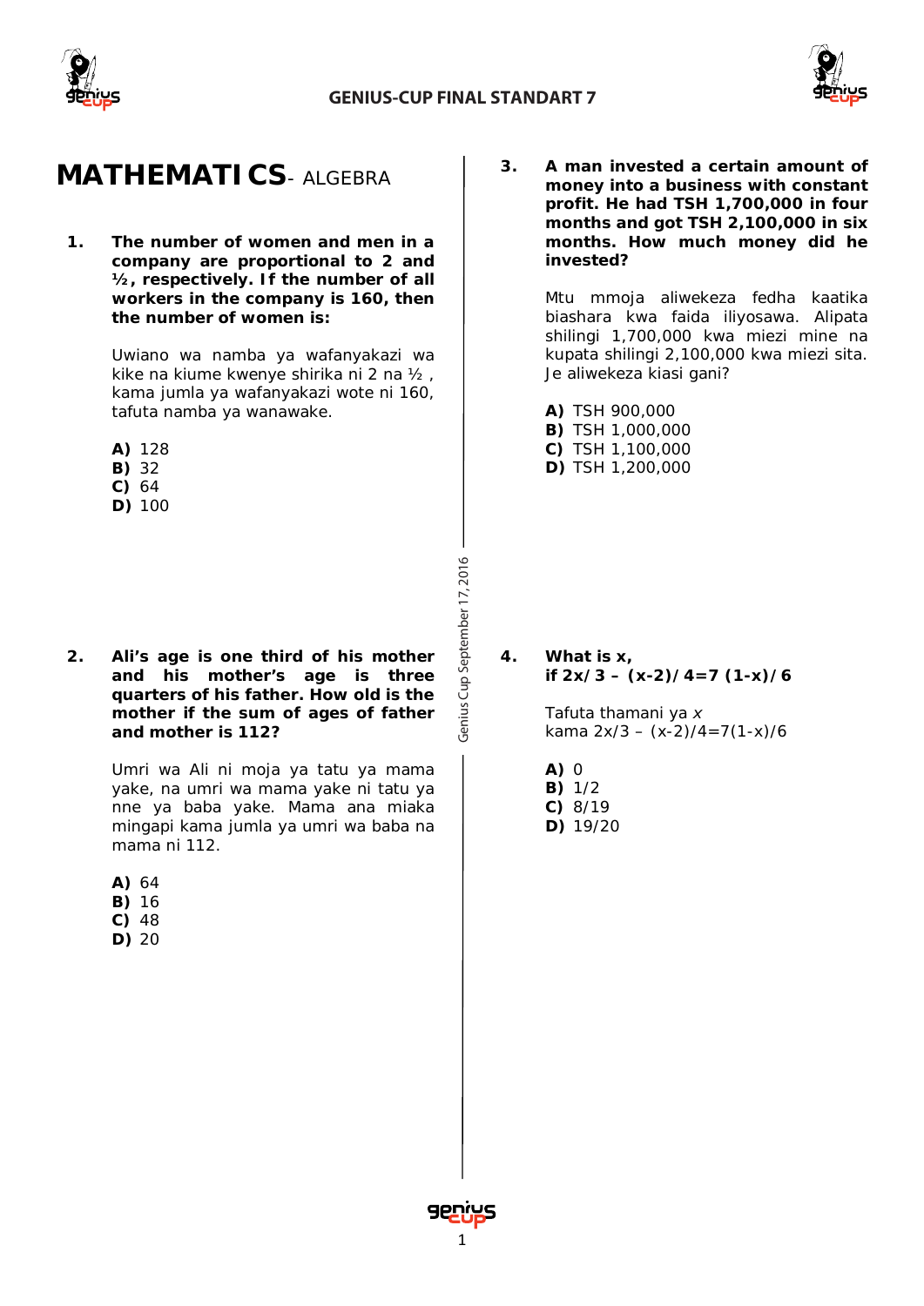# MATHEMATICS- ALGEBRA

**1. The number of women and men in a company are proportional to 2 and ½, respectively. If the number of all workers in the company is 160, then the number of women is:**

Uwiano wa namba ya wafanyakazi wa kike na kiume kwenye shirika ni 2 na ½ , kama jumla ya wafanyakazi wote ni 160, tafuta namba ya wanawake.

**A)** 128
**B)** 32
**C)** 64
**D)** 100

**2. Ali's age is one third of his mother and his mother's age is three quarters of his father. How old is the mother if the sum of ages of father and mother is 112?**

Umri wa Ali ni moja ya tatu ya mama yake, na umri wa mama yake ni tatu ya nne ya baba yake. Mama ana miaka mingapi kama jumla ya umri wa baba na mama ni 112.

**A)** 64
**B)** 16
**C)** 48
**D)** 20

**3. A man invested a certain amount of money into a business with constant profit. He had TSH 1,700,000 in four months and got TSH 2,100,000 in six months. How much money did he invested?**

Mtu mmoja aliwekeza fedha kaatika biashara kwa faida iliyosawa. Alipata shilingi 1,700,000 kwa miezi mine na kupata shilingi 2,100,000 kwa miezi sita. Je aliwekeza kiasi gani?

**A)** TSH 900,000
**B)** TSH 1,000,000
**C)** TSH 1,100,000
**D)** TSH 1,200,000

**4. What is x, if $2x/3 - (x-2)/4 = 7(1-x)/6$**

Tafuta thamani ya *x* kama $2x/3 - (x-2)/4 = 7(1-x)/6$

**A)** 0
**B)** 1/2
**C)** 8/19
**D)** 19/20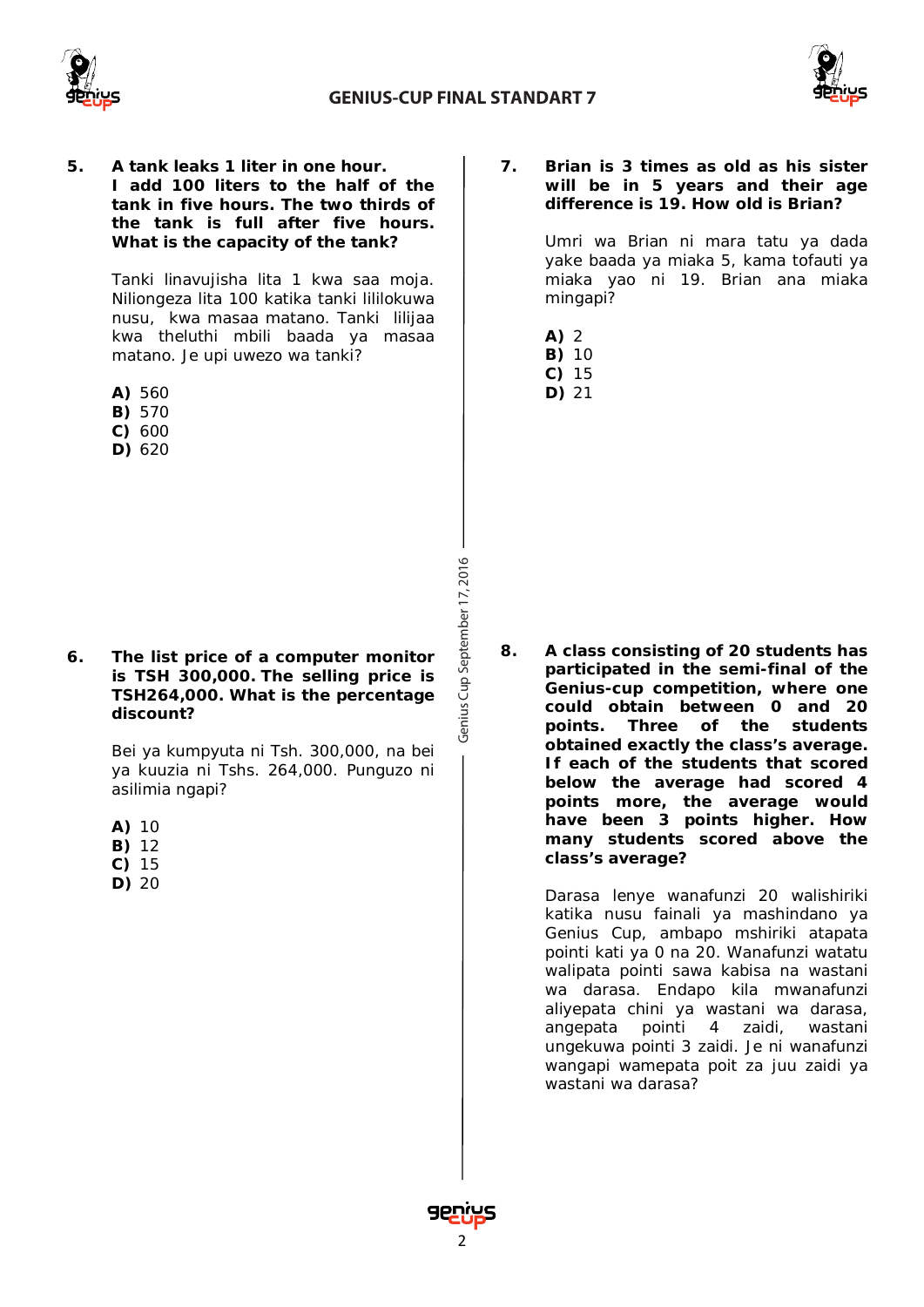**5. A tank leaks 1 liter in one hour. I add 100 liters to the half of the tank in five hours. The two thirds of the tank is full after five hours. What is the capacity of the tank?**

Tanki linavujisha lita 1 kwa saa moja. Niliongeza lita 100 katika tanki lililokuwa nusu, kwa masaa matano. Tanki lilijaa kwa theluthi mbili baada ya masaa matano. Je upi uwezo wa tanki?

**A)** 560
**B)** 570
**C)** 600
**D)** 620

**6. The list price of a computer monitor is TSH 300,000. The selling price is TSH264,000. What is the percentage discount?**

Bei ya kumpyuta ni Tsh. 300,000, na bei ya kuuzia ni Tshs. 264,000. Punguzo ni asilimia ngapi?

**A)** 10
**B)** 12
**C)** 15
**D)** 20

**7. Brian is 3 times as old as his sister will be in 5 years and their age difference is 19. How old is Brian?**

Umri wa Brian ni mara tatu ya dada yake baada ya miaka 5, kama tofauti ya miaka yao ni 19. Brian ana miaka mingapi?

**A)** 2
**B)** 10
**C)** 15
**D)** 21

**8. A class consisting of 20 students has participated in the semi-final of the Genius-cup competition, where one could obtain between 0 and 20 points. Three of the students obtained exactly the class's average. If each of the students that scored below the average had scored 4 points more, the average would have been 3 points higher. How many students scored above the class's average?**

Darasa lenye wanafunzi 20 walishiriki katika nusu fainali ya mashindano ya Genius Cup, ambapo mshiriki atapata pointi kati ya 0 na 20. Wanafunzi watatu walipata pointi sawa kabisa na wastani wa darasa. Endapo kila mwanafunzi aliyepata chini ya wastani wa darasa, angepata pointi 4 zaidi, wastani ungekuwa pointi 3 zaidi. Je ni wanafunzi wangapi wamepata poit za juu zaidi ya wastani wa darasa?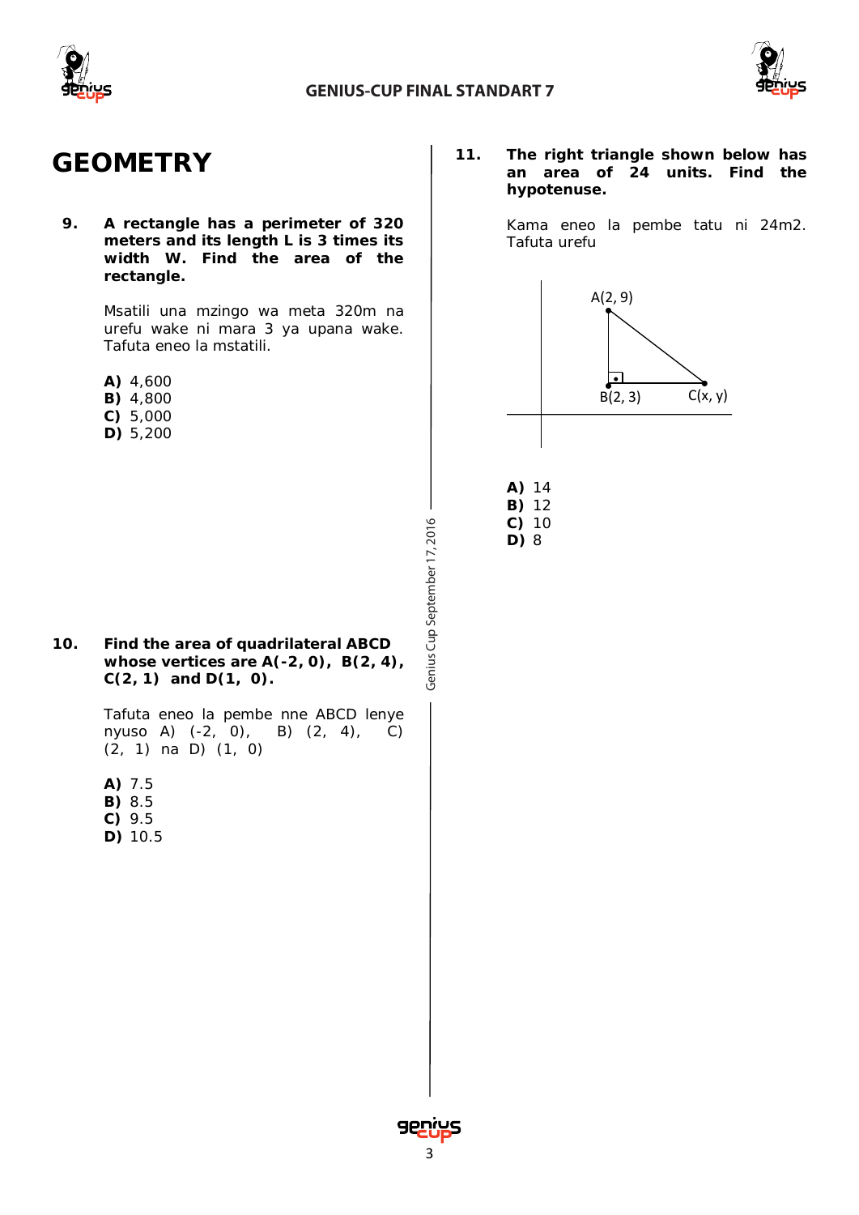# GEOMETRY

**9. A rectangle has a perimeter of 320 meters and its length L is 3 times its width W. Find the area of the rectangle.**

Msatili una mzingo wa meta 320m na urefu wake ni mara 3 ya upana wake. Tafuta eneo la mstatili.

**A)** 4,600
**B)** 4,800
**C)** 5,000
**D)** 5,200

**10. Find the area of quadrilateral ABCD whose vertices are A(-2, 0), B(2, 4), C(2, 1) and D(1, 0).**

Tafuta eneo la pembe nne ABCD lenye nyuso A) (-2, 0), B) (2, 4), C) (2, 1) na D) (1, 0)

**A)** 7.5
**B)** 8.5
**C)** 9.5
**D)** 10.5

**11. The right triangle shown below has an area of 24 units. Find the hypotenuse.**

Kama eneo la pembe tatu ni 24m2. Tafuta urefu

A(2, 9)

B(2, 3)    C(x, y)

**A)** 14
**B)** 12
**C)** 10
**D)** 8

Genius Cup September 17, 2016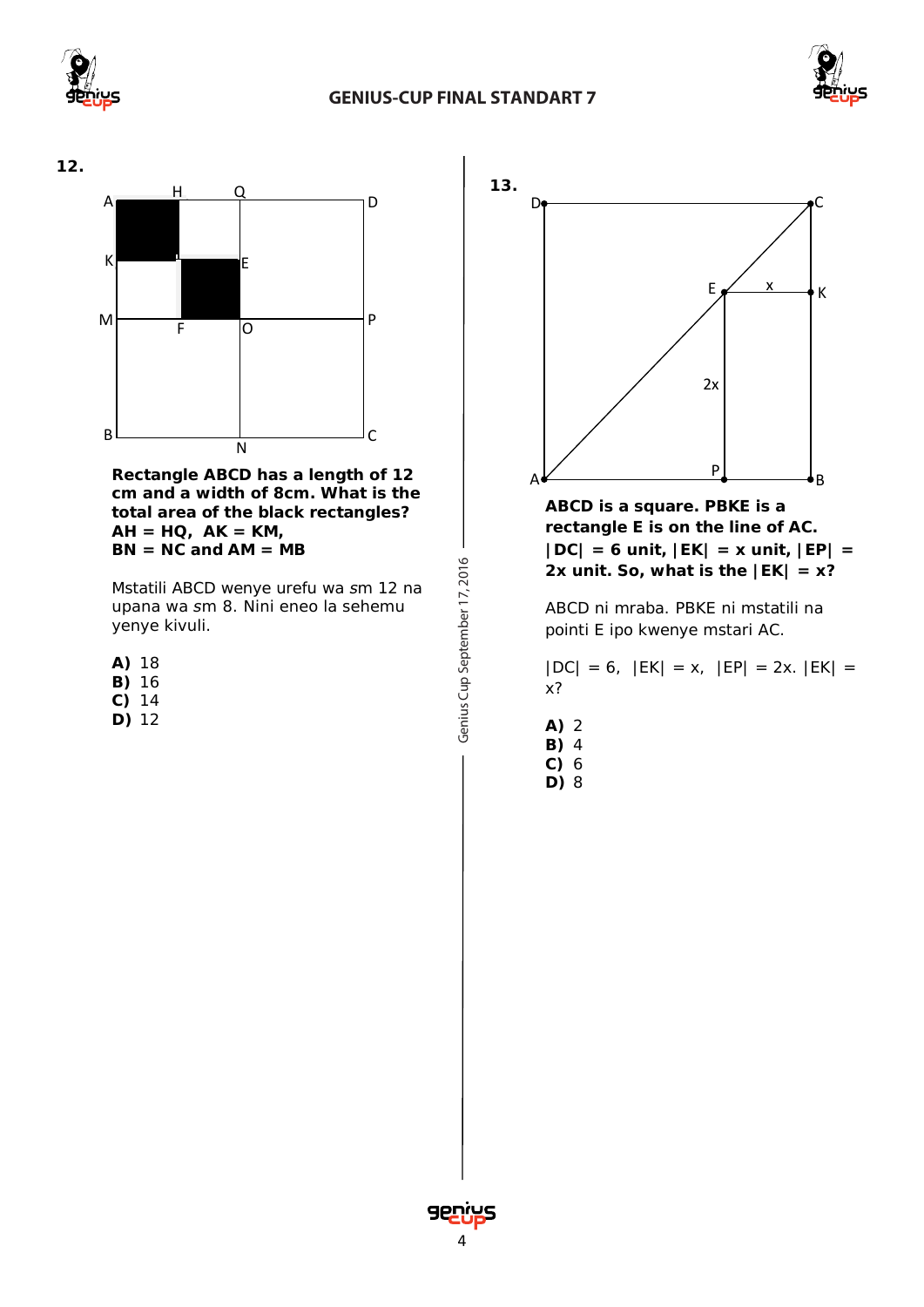**12.**

**Rectangle ABCD has a length of 12 cm and a width of 8cm. What is the total area of the black rectangles?**
**AH = HQ, AK = KM,**
**BN = NC and AM = MB**

Mstatili ABCD wenye urefu wa *sm* 12 na upana wa *sm* 8. Nini eneo la sehemu yenye kivuli.

**A)** 18
**B)** 16
**C)** 14
**D)** 12

**13.**

**ABCD is a square. PBKE is a rectangle E is on the line of AC.**
**|DC| = 6 unit, |EK| = x unit, |EP| = 2x unit. So, what is the |EK| = x?**

ABCD ni mraba. PBKE ni mstatili na pointi E ipo kwenye mstari AC.

|DC| = 6, |EK| = x, |EP| = 2x. |EK| = x?

**A)** 2
**B)** 4
**C)** 6
**D)** 8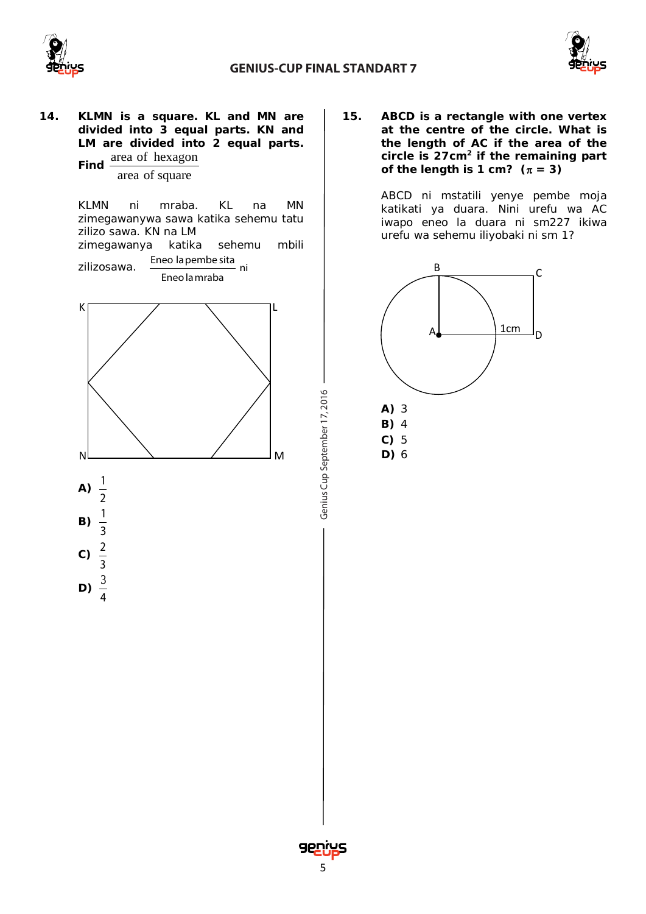**14. KLMN is a square. KL and MN are divided into 3 equal parts. KN and LM are divided into 2 equal parts. Find $\frac{\text{area of hexagon}}{\text{area of square}}$**

KLMN ni mraba. KL na MN zimegawanywa sawa katika sehemu tatu zilizo sawa. KN na LM zimegawanya katika sehemu mbili zilizosawa. $\frac{\text{Eneo la pembe sita}}{\text{Eneo la mraba}}$ ni

**A)** $\frac{1}{2}$

**B)** $\frac{1}{3}$

**C)** $\frac{2}{3}$

**D)** $\frac{3}{4}$

**15. ABCD is a rectangle with one vertex at the centre of the circle. What is the length of AC if the area of the circle is 27cm² if the remaining part of the length is 1 cm? ($\pi = 3$)**

ABCD ni mstatili yenye pembe moja katikati ya duara. Nini urefu wa AC iwapo eneo la duara ni sm227 ikiwa urefu wa sehemu iliyobaki ni sm 1?

**A)** 3

**B)** 4

**C)** 5

**D)** 6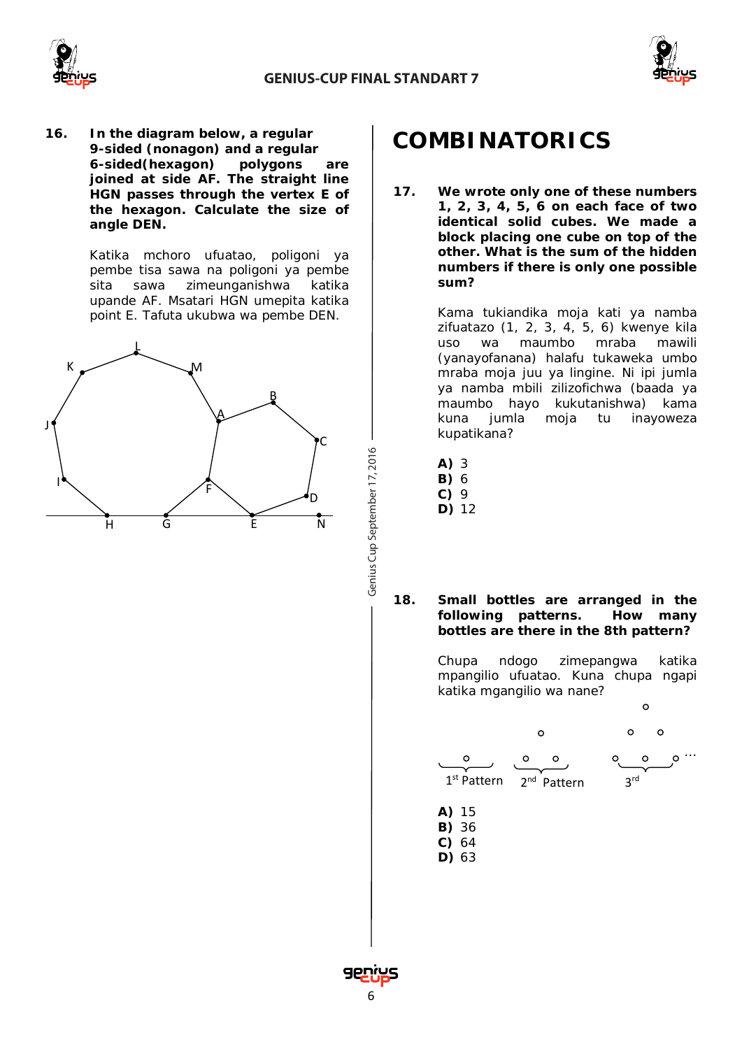**16. In the diagram below, a regular 9-sided (nonagon) and a regular 6-sided(hexagon) polygons are joined at side AF. The straight line HGN passes through the vertex E of the hexagon. Calculate the size of angle DEN.**

Katika mchoro ufuatao, poligoni ya pembe tisa sawa na poligoni ya pembe sita sawa zimeunganishwa katika upande AF. Msatari HGN umepita katika point E. Tafuta ukubwa wa pembe DEN.

# COMBINATORICS

**17. We wrote only one of these numbers 1, 2, 3, 4, 5, 6 on each face of two identical solid cubes. We made a block placing one cube on top of the other. What is the sum of the hidden numbers if there is only one possible sum?**

Kama tukiandika moja kati ya namba zifuatazo (1, 2, 3, 4, 5, 6) kwenye kila uso wa maumbo mraba mawili (yanayofanana) halafu tukaweka umbo mraba moja juu ya lingine. Ni ipi jumla ya namba mbili zilizofichwa (baada ya maumbo hayo kukutanishwa) kama kuna jumla moja tu inayoweza kupatikana?

**A)** 3
**B)** 6
**C)** 9
**D)** 12

**18. Small bottles are arranged in the following patterns. How many bottles are there in the 8th pattern?**

Chupa ndogo zimepangwa katika mpangilio ufuatao. Kuna chupa ngapi katika mgangilio wa nane?

1st Pattern    2nd Pattern    3rd

**A)** 15
**B)** 36
**C)** 64
**D)** 63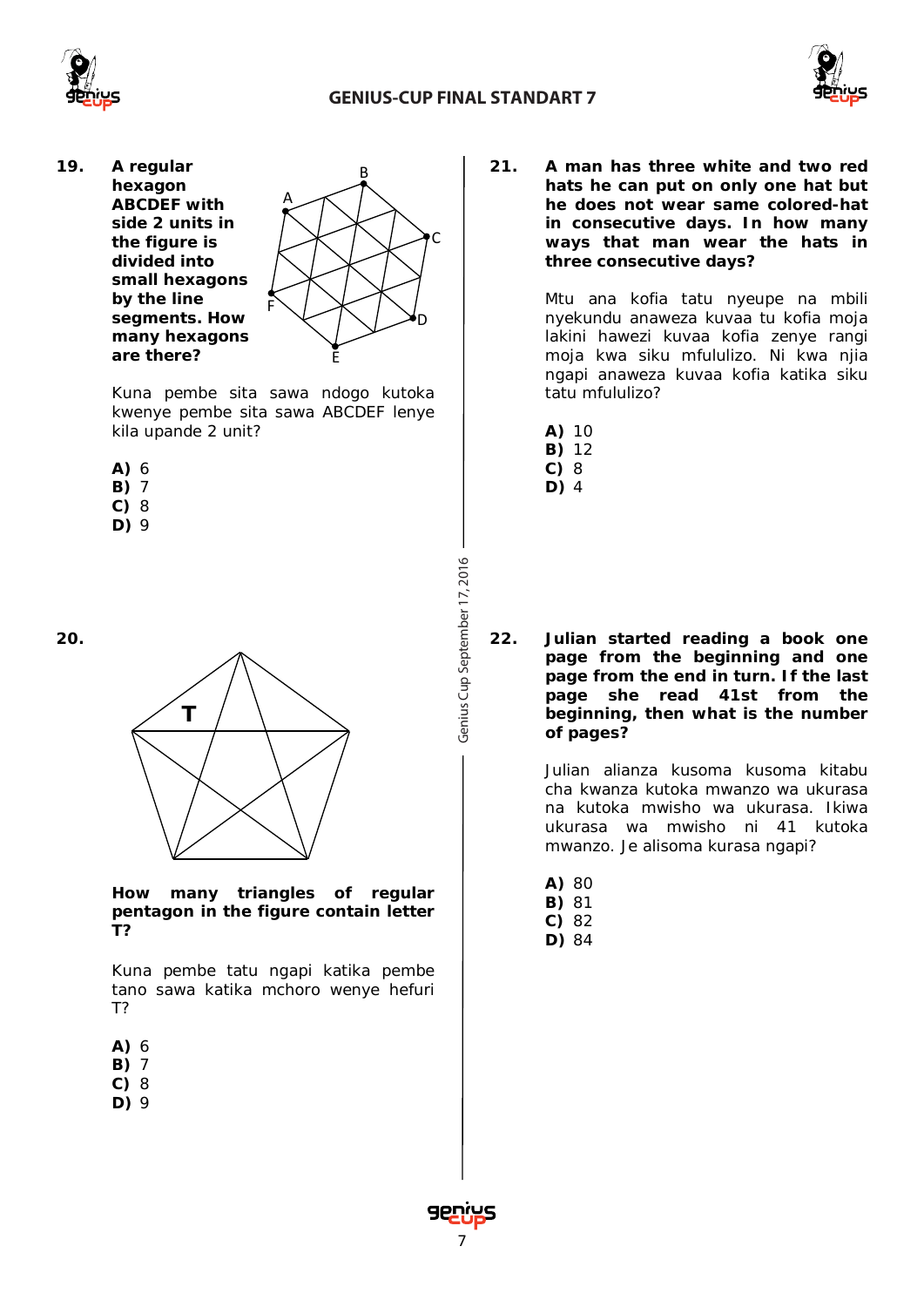**19.** **A regular hexagon ABCDEF with side 2 units in the figure is divided into small hexagons by the line segments. How many hexagons are there?**

Kuna pembe sita sawa ndogo kutoka kwenye pembe sita sawa ABCDEF lenye kila upande 2 unit?

**A)** 6
**B)** 7
**C)** 8
**D)** 9

**20.**

**How many triangles of regular pentagon in the figure contain letter T?**

Kuna pembe tatu ngapi katika pembe tano sawa katika mchoro wenye hefuri T?

**A)** 6
**B)** 7
**C)** 8
**D)** 9

**21.** **A man has three white and two red hats he can put on only one hat but he does not wear same colored-hat in consecutive days. In how many ways that man wear the hats in three consecutive days?**

Mtu ana kofia tatu nyeupe na mbili nyekundu anaweza kuvaa tu kofia moja lakini hawezi kuvaa kofia zenye rangi moja kwa siku mfululizo. Ni kwa njia ngapi anaweza kuvaa kofia katika siku tatu mfululizo?

**A)** 10
**B)** 12
**C)** 8
**D)** 4

**22.** **Julian started reading a book one page from the beginning and one page from the end in turn. If the last page she read 41st from the beginning, then what is the number of pages?**

Julian alianza kusoma kusoma kitabu cha kwanza kutoka mwanzo wa ukurasa na kutoka mwisho wa ukurasa. Ikiwa ukurasa wa mwisho ni 41 kutoka mwanzo. Je alisoma kurasa ngapi?

**A)** 80
**B)** 81
**C)** 82
**D)** 84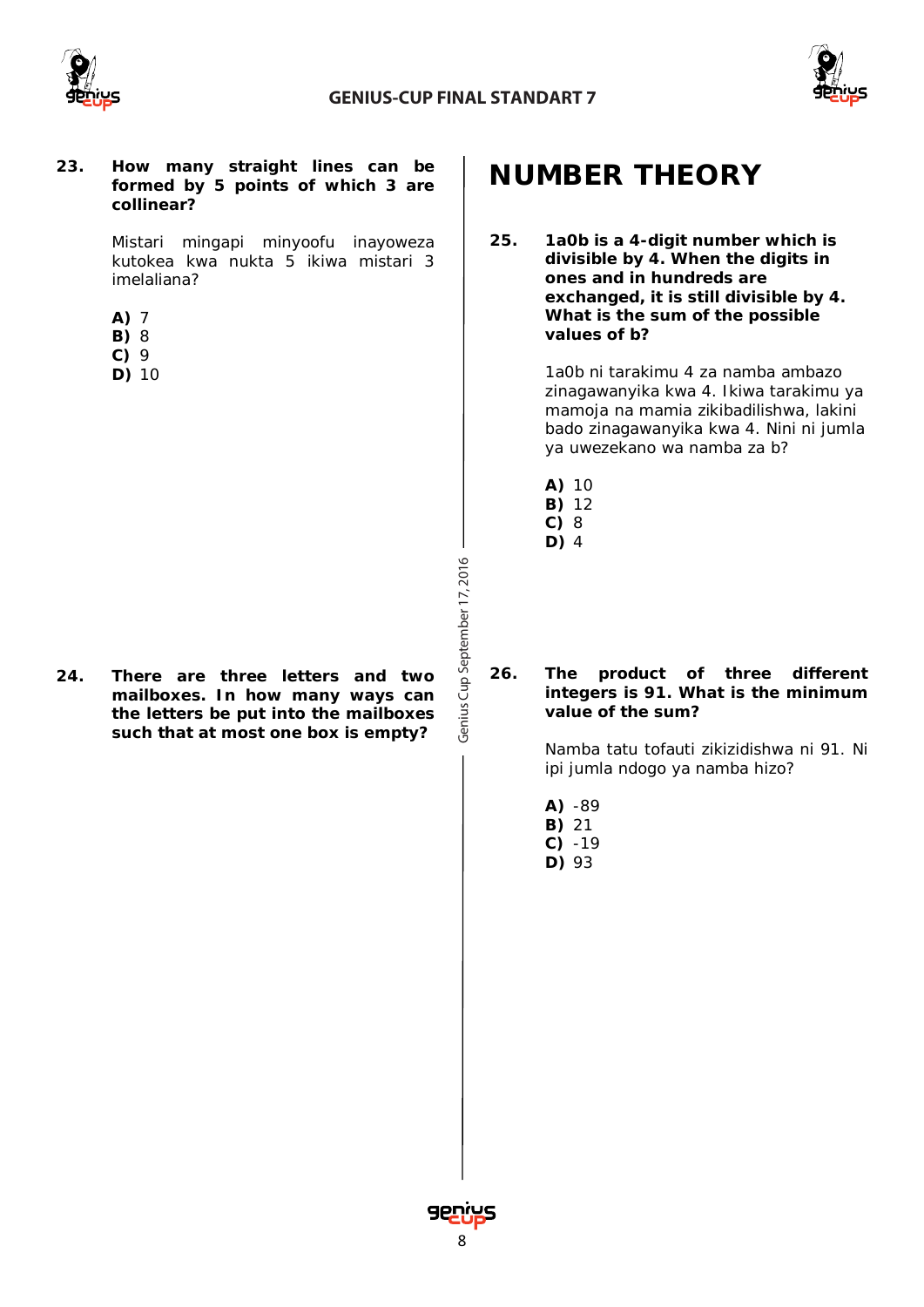**23. How many straight lines can be formed by 5 points of which 3 are collinear?**

Mistari mingapi minyoofu inayoweza kutokea kwa nukta 5 ikiwa mistari 3 imelaliana?

**A)** 7
**B)** 8
**C)** 9
**D)** 10

**24. There are three letters and two mailboxes. In how many ways can the letters be put into the mailboxes such that at most one box is empty?**

# NUMBER THEORY

**25. 1a0b is a 4-digit number which is divisible by 4. When the digits in ones and in hundreds are exchanged, it is still divisible by 4. What is the sum of the possible values of b?**

1a0b ni tarakimu 4 za namba ambazo zinagawanyika kwa 4. Ikiwa tarakimu ya mamoja na mamia zikibadilishwa, lakini bado zinagawanyika kwa 4. Nini ni jumla ya uwezekano wa namba za b?

**A)** 10
**B)** 12
**C)** 8
**D)** 4

**26. The product of three different integers is 91. What is the minimum value of the sum?**

Namba tatu tofauti zikizidishwa ni 91. Ni ipi jumla ndogo ya namba hizo?

**A)** -89
**B)** 21
**C)** -19
**D)** 93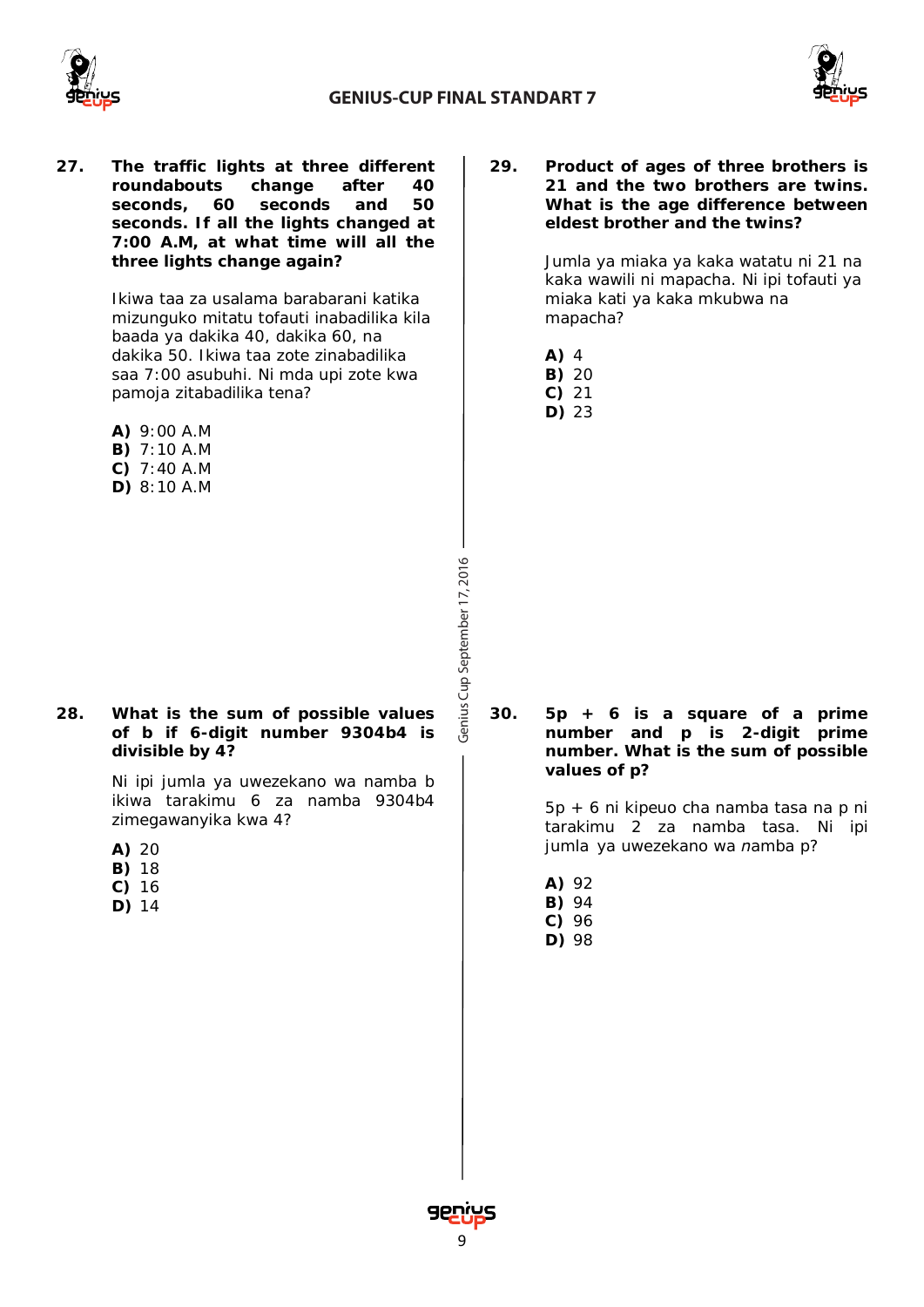**27. The traffic lights at three different roundabouts change after 40 seconds, 60 seconds and 50 seconds. If all the lights changed at 7:00 A.M, at what time will all the three lights change again?**

Ikiwa taa za usalama barabarani katika mizunguko mitatu tofauti inabadilika kila baada ya dakika 40, dakika 60, na dakika 50. Ikiwa taa zote zinabadilika saa 7:00 asubuhi. Ni mda upi zote kwa pamoja zitabadilika tena?

**A)** 9:00 A.M
**B)** 7:10 A.M
**C)** 7:40 A.M
**D)** 8:10 A.M

**28. What is the sum of possible values of b if 6-digit number 9304b4 is divisible by 4?**

Ni ipi jumla ya uwezekano wa namba b ikiwa tarakimu 6 za namba 9304b4 zimegawanyika kwa 4?

**A)** 20
**B)** 18
**C)** 16
**D)** 14

**29. Product of ages of three brothers is 21 and the two brothers are twins. What is the age difference between eldest brother and the twins?**

Jumla ya miaka ya kaka watatu ni 21 na kaka wawili ni mapacha. Ni ipi tofauti ya miaka kati ya kaka mkubwa na mapacha?

**A)** 4
**B)** 20
**C)** 21
**D)** 23

**30. $5p + 6$ is a square of a prime number and p is 2-digit prime number. What is the sum of possible values of p?**

$5p + 6$ ni kipeuo cha namba tasa na p ni tarakimu 2 za namba tasa. Ni ipi jumla ya uwezekano wa *n*amba p?

**A)** 92
**B)** 94
**C)** 96
**D)** 98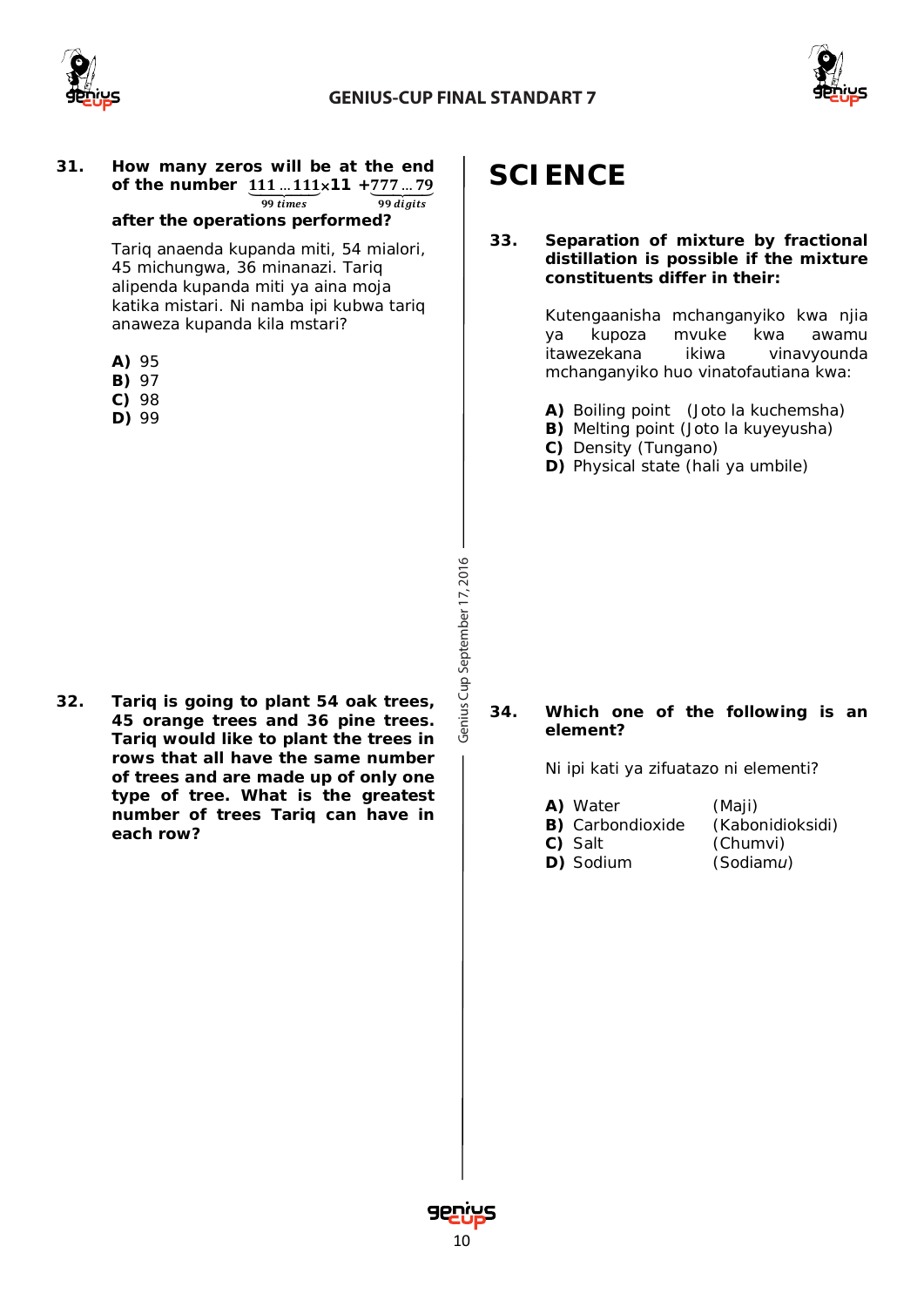**31.** **How many zeros will be at the end of the number $\underbrace{111\ldots111}_{99\ times}\times 11 + \underbrace{777\ldots79}_{99\ digits}$ after the operations performed?**

Tariq anaenda kupanda miti, 54 mialori, 45 michungwa, 36 minanazi. Tariq alipenda kupanda miti ya aina moja katika mistari. Ni namba ipi kubwa tariq anaweza kupanda kila mstari?

**A)** 95
**B)** 97
**C)** 98
**D)** 99

**32.** **Tariq is going to plant 54 oak trees, 45 orange trees and 36 pine trees. Tariq would like to plant the trees in rows that all have the same number of trees and are made up of only one type of tree. What is the greatest number of trees Tariq can have in each row?**

# SCIENCE

**33.** **Separation of mixture by fractional distillation is possible if the mixture constituents differ in their:**

Kutengaanisha mchanganyiko kwa njia ya kupoza mvuke kwa awamu itawezekana ikiwa vinavyounda mchanganyiko huo vinatofautiana kwa:

**A)** Boiling point (Joto la kuchemsha)
**B)** Melting point (Joto la kuyeyusha)
**C)** Density (Tungano)
**D)** Physical state (hali ya umbile)

**34.** **Which one of the following is an element?**

Ni ipi kati ya zifuatazo ni elementi?

**A)** Water (Maji)
**B)** Carbondioxide (Kabonidioksidi)
**C)** Salt (Chumvi)
**D)** Sodium (Sodiam*u*)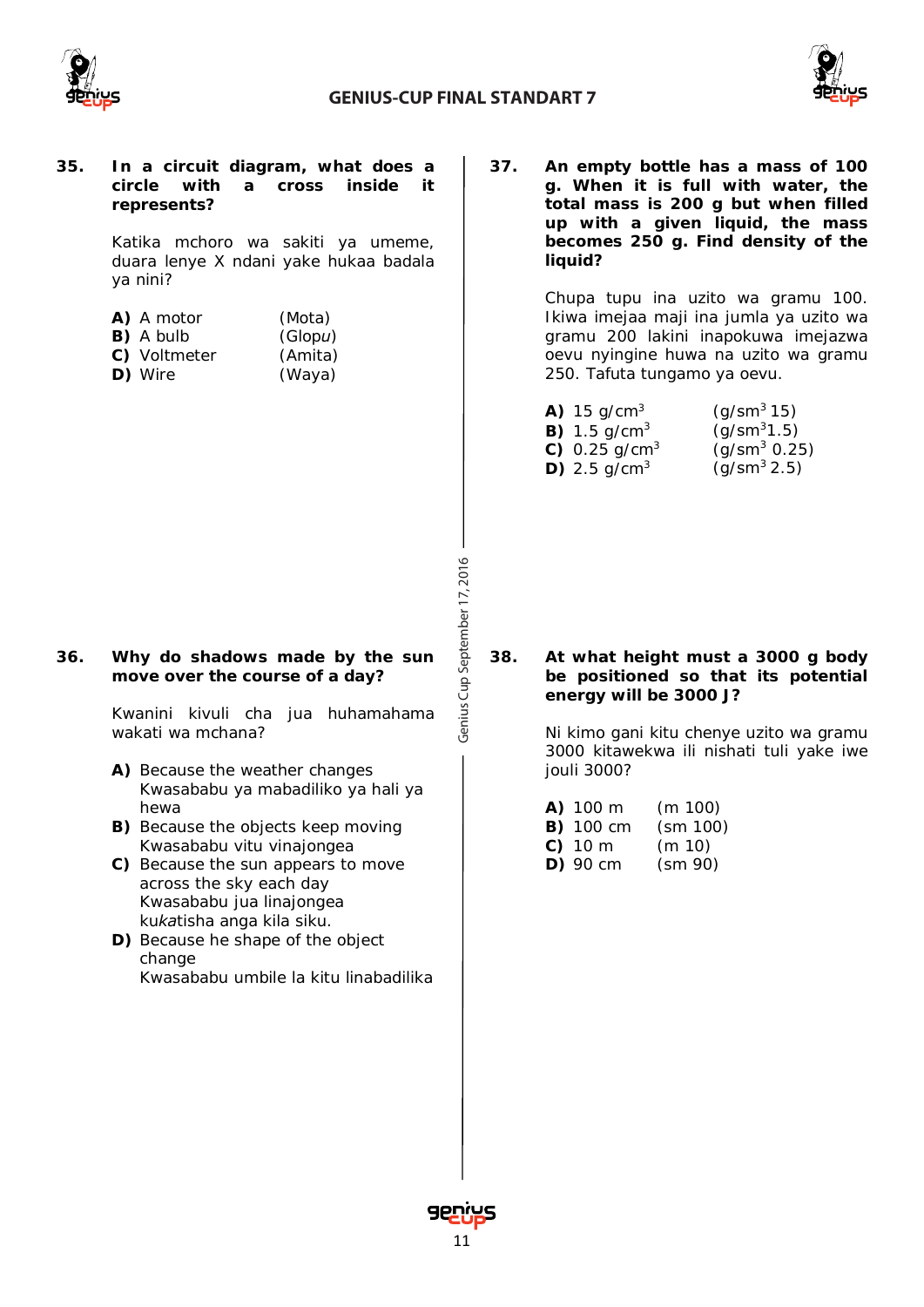**35. In a circuit diagram, what does a circle with a cross inside it represents?**

Katika mchoro wa sakiti ya umeme, duara lenye X ndani yake hukaa badala ya nini?

**A)** A motor (Mota)
**B)** A bulb (Glop*u*)
**C)** Voltmeter (Amita)
**D)** Wire (Waya)

**36. Why do shadows made by the sun move over the course of a day?**

Kwanini kivuli cha jua huhamahama wakati wa mchana?

**A)** Because the weather changes
Kwasababu ya mabadiliko ya hali ya hewa
**B)** Because the objects keep moving
Kwasababu vitu vinajongea
**C)** Because the sun appears to move across the sky each day
Kwasababu jua linajongea ku*ka*tisha anga kila siku.
**D)** Because he shape of the object change
Kwasababu umbile la kitu linabadilika

**37. An empty bottle has a mass of 100 g. When it is full with water, the total mass is 200 g but when filled up with a given liquid, the mass becomes 250 g. Find density of the liquid?**

Chupa tupu ina uzito wa gramu 100. Ikiwa imejaa maji ina jumla ya uzito wa gramu 200 lakini inapokuwa imejazwa oevu nyingine huwa na uzito wa gramu 250. Tafuta tungamo ya oevu.

**A)** 15 g/cm$^3$ (g/sm$^3$ 15)
**B)** 1.5 g/cm$^3$ (g/sm$^3$1.5)
**C)** 0.25 g/cm$^3$ (g/sm$^3$ 0.25)
**D)** 2.5 g/cm$^3$ (g/sm$^3$ 2.5)

**38. At what height must a 3000 g body be positioned so that its potential energy will be 3000 J?**

Ni kimo gani kitu chenye uzito wa gramu 3000 kitawekwa ili nishati tuli yake iwe jouli 3000?

**A)** 100 m (m 100)
**B)** 100 cm (sm 100)
**C)** 10 m (m 10)
**D)** 90 cm (sm 90)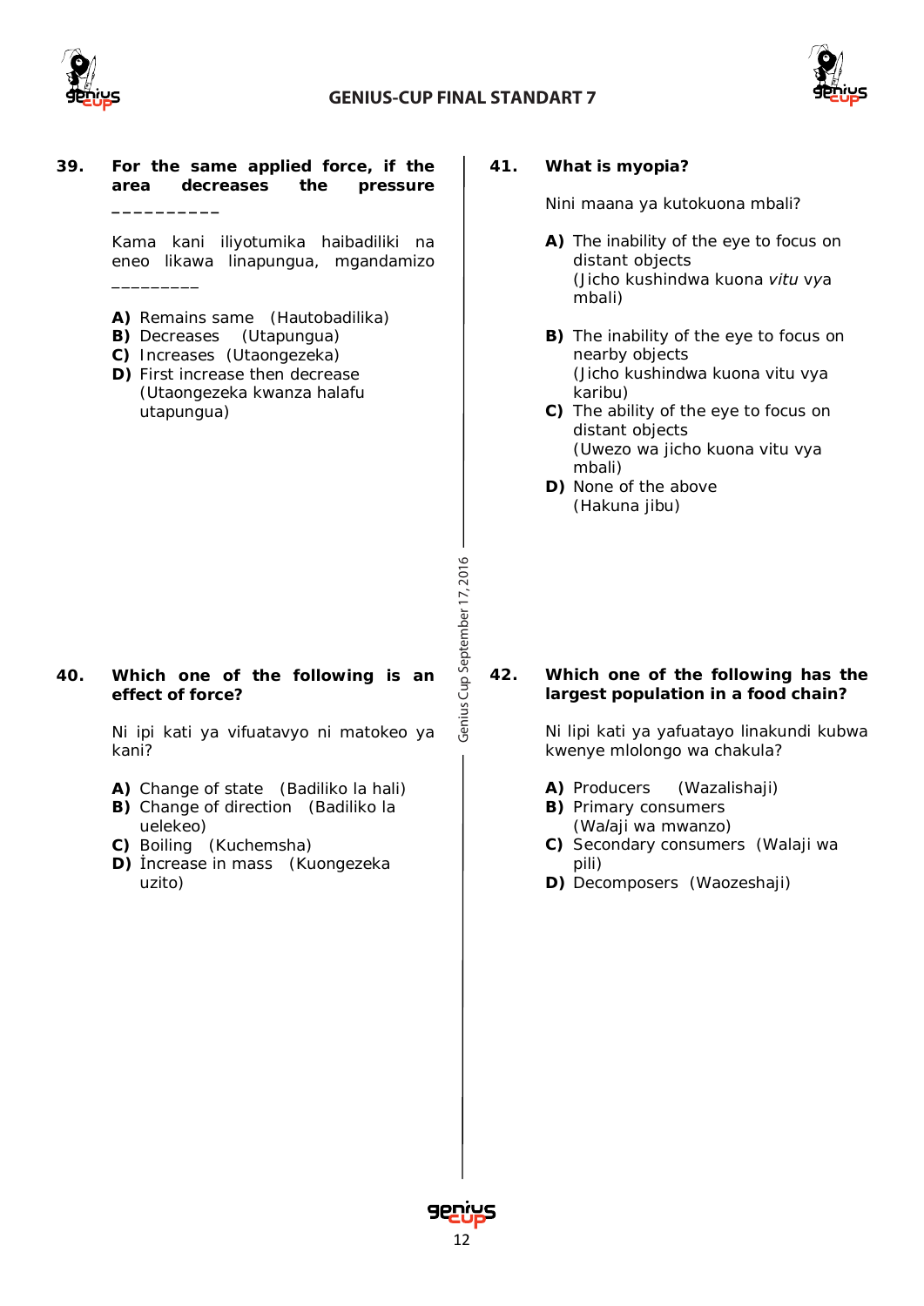**39. For the same applied force, if the area decreases the pressure __________**

Kama kani iliyotumika haibadiliki na eneo likawa linapungua, mgandamizo _________

**A)** Remains same (Hautobadilika)
**B)** Decreases (Utapungua)
**C)** Increases (Utaongezeka)
**D)** First increase then decrease (Utaongezeka kwanza halafu utapungua)

**40. Which one of the following is an effect of force?**

Ni ipi kati ya vifuatavyo ni matokeo ya kani?

**A)** Change of state (Badiliko la hali)
**B)** Change of direction (Badiliko la uelekeo)
**C)** Boiling (Kuchemsha)
**D)** İncrease in mass (Kuongezeka uzito)

**41. What is myopia?**

Nini maana ya kutokuona mbali?

**A)** The inability of the eye to focus on distant objects (Jicho kushindwa kuona *vitu* vya mbali)

**B)** The inability of the eye to focus on nearby objects (Jicho kushindwa kuona vitu vya karibu)
**C)** The ability of the eye to focus on distant objects (Uwezo wa jicho kuona vitu vya mbali)
**D)** None of the above (Hakuna jibu)

**42. Which one of the following has the largest population in a food chain?**

Ni lipi kati ya yafuatayo linakundi kubwa kwenye mlolongo wa chakula?

**A)** Producers (Wazalishaji)
**B)** Primary consumers (Walaji wa mwanzo)
**C)** Secondary consumers (Walaji wa pili)
**D)** Decomposers (Waozeshaji)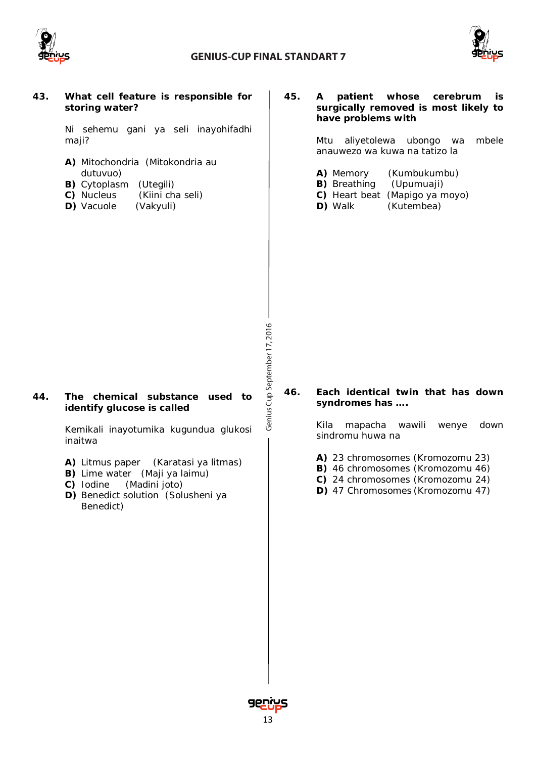**43. What cell feature is responsible for storing water?**

Ni sehemu gani ya seli inayohifadhi maji?

**A)** Mitochondria (Mitokondria au dutuvuo)
**B)** Cytoplasm (Utegili)
**C)** Nucleus (Kiini cha seli)
**D)** Vacuole (Vakyuli)

**44. The chemical substance used to identify glucose is called**

Kemikali inayotumika kugundua glukosi inaitwa

**A)** Litmus paper (Karatasi ya litmas)
**B)** Lime water (Maji ya laimu)
**C)** Iodine (Madini joto)
**D)** Benedict solution (Solusheni ya Benedict)

**45. A patient whose cerebrum is surgically removed is most likely to have problems with**

Mtu aliyetolewa ubongo wa mbele anauwezo wa kuwa na tatizo la

**A)** Memory (Kumbukumbu)
**B)** Breathing (Upumuaji)
**C)** Heart beat (Mapigo ya moyo)
**D)** Walk (Kutembea)

**46. Each identical twin that has down syndromes has ….**

Kila mapacha wawili wenye down sindromu huwa na

**A)** 23 chromosomes (Kromozomu 23)
**B)** 46 chromosomes (Kromozomu 46)
**C)** 24 chromosomes (Kromozomu 24)
**D)** 47 Chromosomes (Kromozomu 47)

Genius Cup September 17, 2016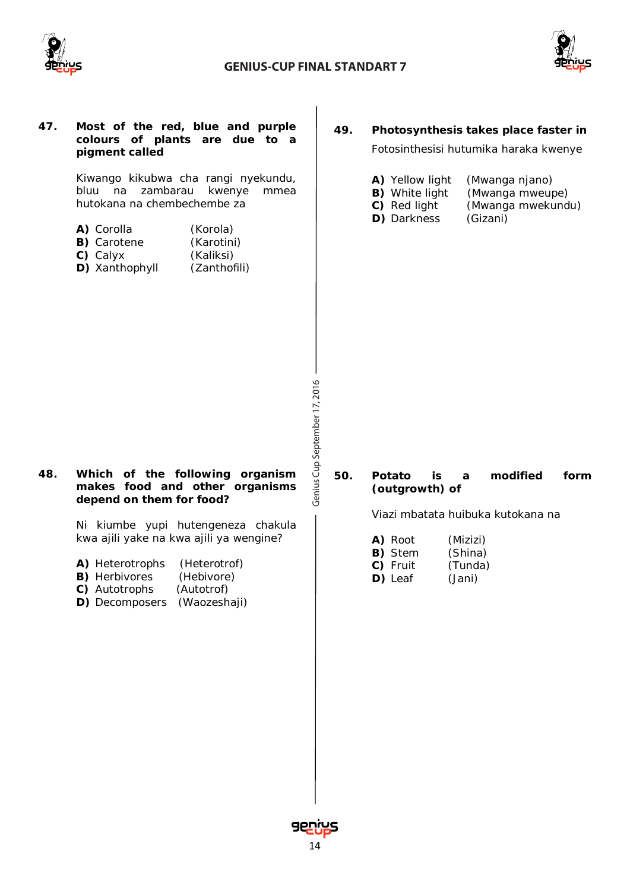**47. Most of the red, blue and purple colours of plants are due to a pigment called**

Kiwango kikubwa cha rangi nyekundu, bluu na zambarau kwenye mmea hutokana na chembechembe za

**A)** Corolla (Korola)
**B)** Carotene (Karotini)
**C)** Calyx (Kaliksi)
**D)** Xanthophyll (Zanthofili)

**48. Which of the following organism makes food and other organisms depend on them for food?**

Ni kiumbe yupi hutengeneza chakula kwa ajili yake na kwa ajili ya wengine?

**A)** Heterotrophs (Heterotrof)
**B)** Herbivores (Hebivore)
**C)** Autotrophs (Autotrof)
**D)** Decomposers (Waozeshaji)

**49. Photosynthesis takes place faster in**

Fotosinthesisi hutumika haraka kwenye

**A)** Yellow light (Mwanga njano)
**B)** White light (Mwanga mweupe)
**C)** Red light (Mwanga mwekundu)
**D)** Darkness (Gizani)

**50. Potato is a modified form (outgrowth) of**

Viazi mbatata huibuka kutokana na

**A)** Root (Mizizi)
**B)** Stem (Shina)
**C)** Fruit (Tunda)
**D)** Leaf (Jani)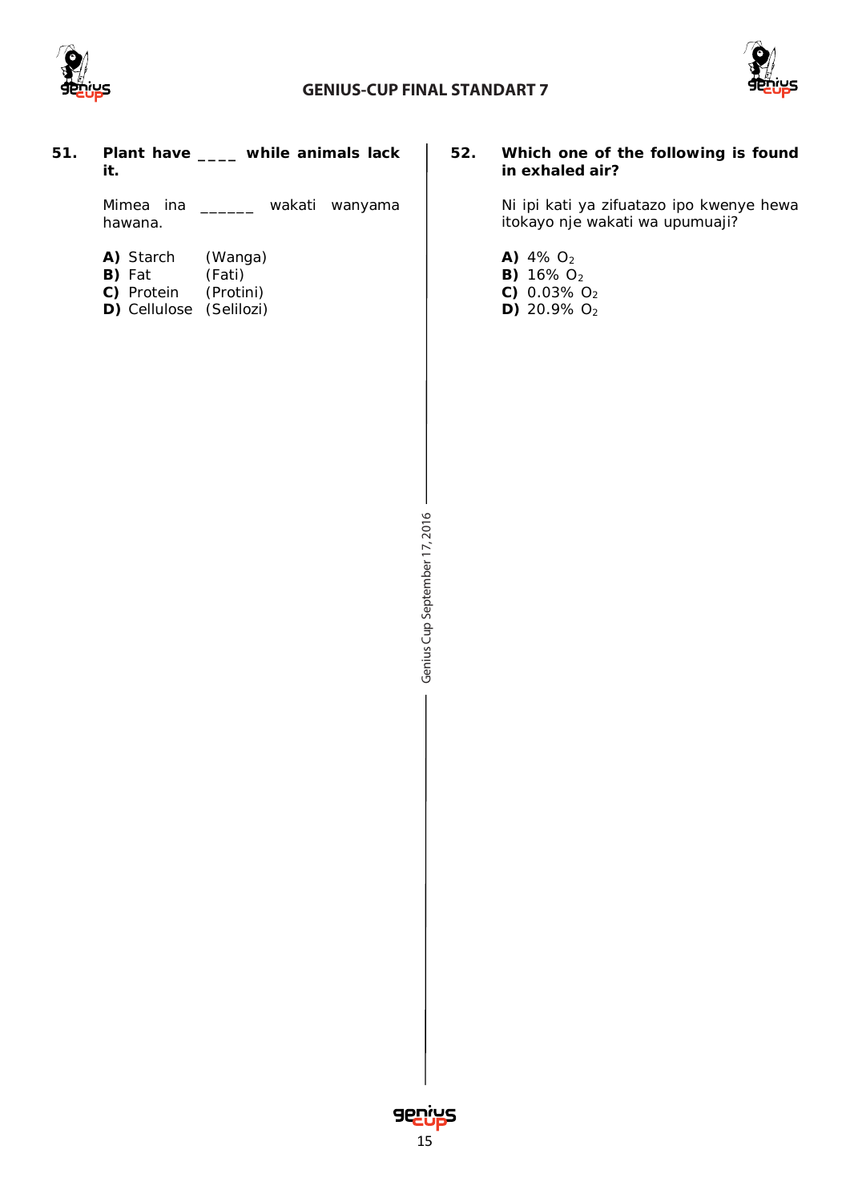**51. Plant have ____ while animals lack it.**

Mimea ina ______ wakati wanyama hawana.

**A)** Starch (Wanga)
**B)** Fat (Fati)
**C)** Protein (Protini)
**D)** Cellulose (Selilozi)

**52. Which one of the following is found in exhaled air?**

Ni ipi kati ya zifuatazo ipo kwenye hewa itokayo nje wakati wa upumuaji?

**A)** 4% $O_2$
**B)** 16% $O_2$
**C)** 0.03% $O_2$
**D)** 20.9% $O_2$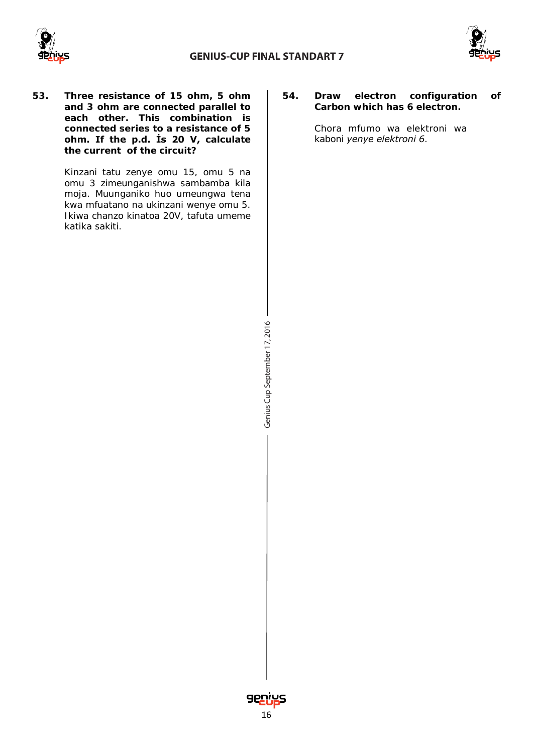**53. Three resistance of 15 ohm, 5 ohm and 3 ohm are connected parallel to each other. This combination is connected series to a resistance of 5 ohm. If the p.d. İs 20 V, calculate the current of the circuit?**

Kinzani tatu zenye omu 15, omu 5 na omu 3 zimeunganishwa sambamba kila moja. Muunganiko huo umeungwa tena kwa mfuatano na ukinzani wenye omu 5. Ikiwa chanzo kinatoa 20V, tafuta umeme katika sakiti.

**54. Draw electron configuration of Carbon which has 6 electron.**

Chora mfumo wa elektroni wa kaboni *yenye elektroni 6*.